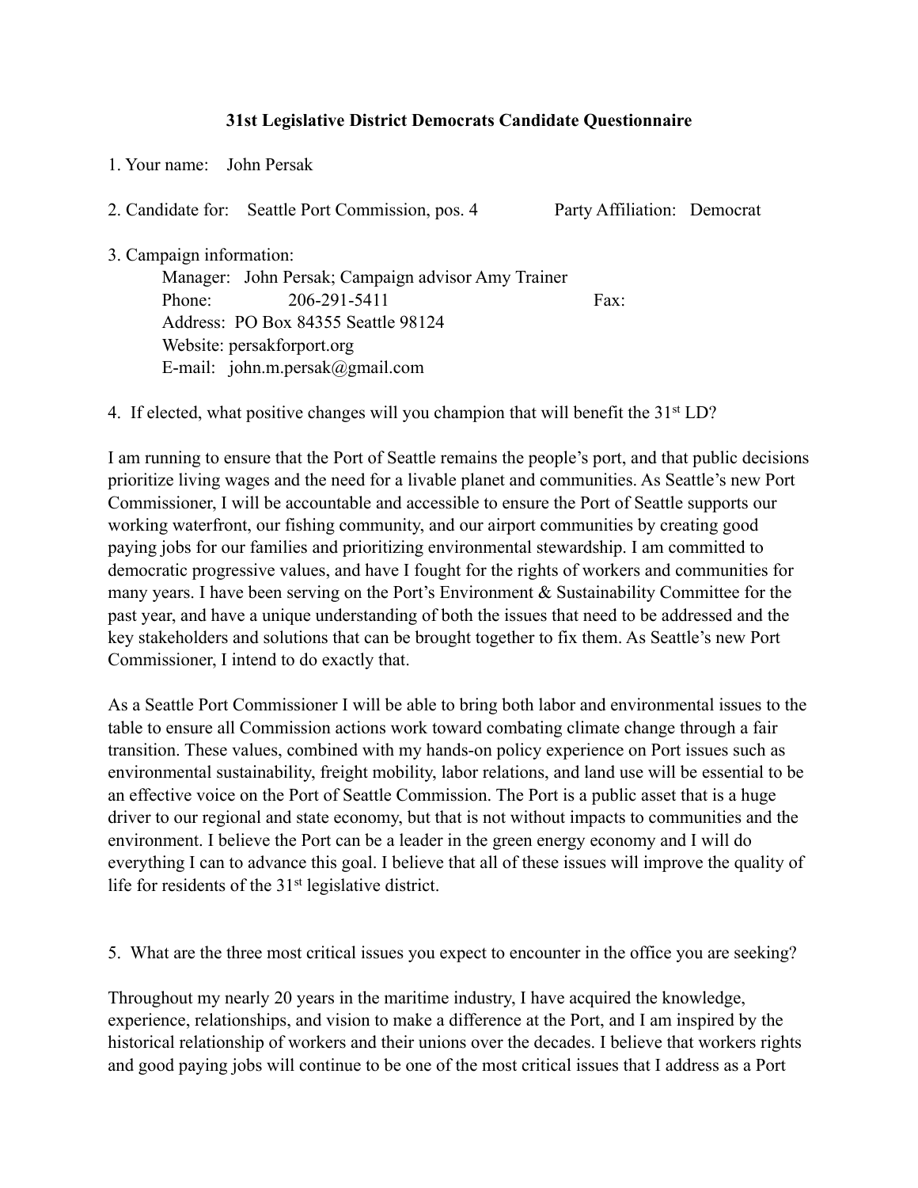# 31st Legislative District Democrats Candidate Questionnaire

1. Your name: John Persak

2. Candidate for: Seattle Port Commission, pos. 4 Party Affiliation: Democrat

3. Campaign information:
   - Manager: John Persak; Campaign advisor Amy Trainer
   - Phone: 206-291-5411 Fax:
   - Address: PO Box 84355 Seattle 98124
   - Website: persakforport.org
   - E-mail: john.m.persak@gmail.com

4. If elected, what positive changes will you champion that will benefit the 31st LD?

I am running to ensure that the Port of Seattle remains the people's port, and that public decisions prioritize living wages and the need for a livable planet and communities. As Seattle's new Port Commissioner, I will be accountable and accessible to ensure the Port of Seattle supports our working waterfront, our fishing community, and our airport communities by creating good paying jobs for our families and prioritizing environmental stewardship. I am committed to democratic progressive values, and have I fought for the rights of workers and communities for many years. I have been serving on the Port's Environment & Sustainability Committee for the past year, and have a unique understanding of both the issues that need to be addressed and the key stakeholders and solutions that can be brought together to fix them. As Seattle's new Port Commissioner, I intend to do exactly that.

As a Seattle Port Commissioner I will be able to bring both labor and environmental issues to the table to ensure all Commission actions work toward combating climate change through a fair transition. These values, combined with my hands-on policy experience on Port issues such as environmental sustainability, freight mobility, labor relations, and land use will be essential to be an effective voice on the Port of Seattle Commission. The Port is a public asset that is a huge driver to our regional and state economy, but that is not without impacts to communities and the environment. I believe the Port can be a leader in the green energy economy and I will do everything I can to advance this goal. I believe that all of these issues will improve the quality of life for residents of the 31st legislative district.

5. What are the three most critical issues you expect to encounter in the office you are seeking?

Throughout my nearly 20 years in the maritime industry, I have acquired the knowledge, experience, relationships, and vision to make a difference at the Port, and I am inspired by the historical relationship of workers and their unions over the decades. I believe that workers rights and good paying jobs will continue to be one of the most critical issues that I address as a Port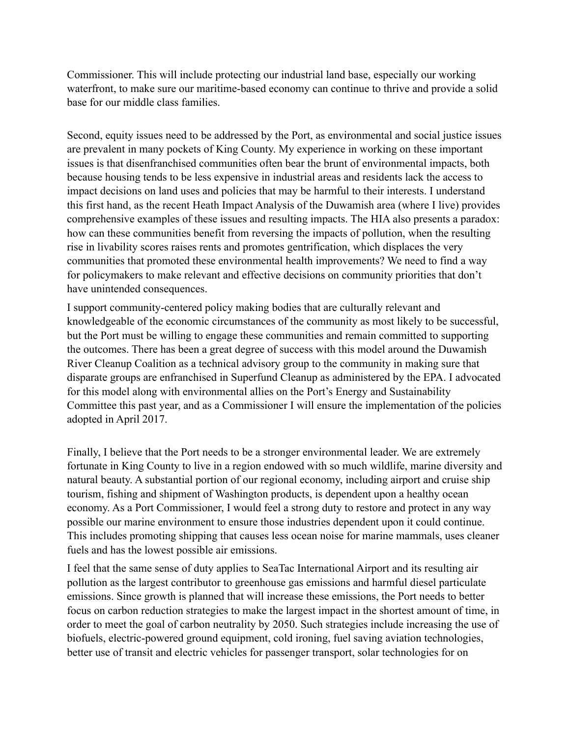Commissioner. This will include protecting our industrial land base, especially our working waterfront, to make sure our maritime-based economy can continue to thrive and provide a solid base for our middle class families.

Second, equity issues need to be addressed by the Port, as environmental and social justice issues are prevalent in many pockets of King County. My experience in working on these important issues is that disenfranchised communities often bear the brunt of environmental impacts, both because housing tends to be less expensive in industrial areas and residents lack the access to impact decisions on land uses and policies that may be harmful to their interests. I understand this first hand, as the recent Heath Impact Analysis of the Duwamish area (where I live) provides comprehensive examples of these issues and resulting impacts. The HIA also presents a paradox: how can these communities benefit from reversing the impacts of pollution, when the resulting rise in livability scores raises rents and promotes gentrification, which displaces the very communities that promoted these environmental health improvements? We need to find a way for policymakers to make relevant and effective decisions on community priorities that don't have unintended consequences.

I support community-centered policy making bodies that are culturally relevant and knowledgeable of the economic circumstances of the community as most likely to be successful, but the Port must be willing to engage these communities and remain committed to supporting the outcomes. There has been a great degree of success with this model around the Duwamish River Cleanup Coalition as a technical advisory group to the community in making sure that disparate groups are enfranchised in Superfund Cleanup as administered by the EPA. I advocated for this model along with environmental allies on the Port's Energy and Sustainability Committee this past year, and as a Commissioner I will ensure the implementation of the policies adopted in April 2017.

Finally, I believe that the Port needs to be a stronger environmental leader. We are extremely fortunate in King County to live in a region endowed with so much wildlife, marine diversity and natural beauty. A substantial portion of our regional economy, including airport and cruise ship tourism, fishing and shipment of Washington products, is dependent upon a healthy ocean economy. As a Port Commissioner, I would feel a strong duty to restore and protect in any way possible our marine environment to ensure those industries dependent upon it could continue. This includes promoting shipping that causes less ocean noise for marine mammals, uses cleaner fuels and has the lowest possible air emissions.

I feel that the same sense of duty applies to SeaTac International Airport and its resulting air pollution as the largest contributor to greenhouse gas emissions and harmful diesel particulate emissions. Since growth is planned that will increase these emissions, the Port needs to better focus on carbon reduction strategies to make the largest impact in the shortest amount of time, in order to meet the goal of carbon neutrality by 2050. Such strategies include increasing the use of biofuels, electric-powered ground equipment, cold ironing, fuel saving aviation technologies, better use of transit and electric vehicles for passenger transport, solar technologies for on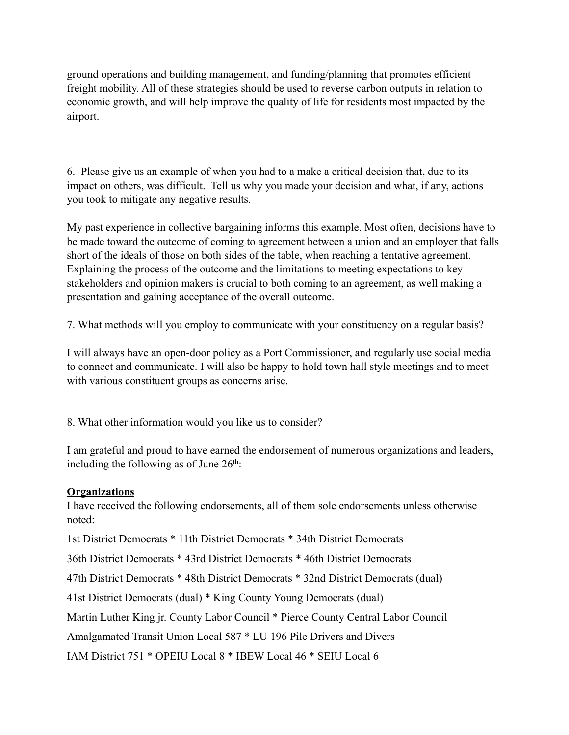ground operations and building management, and funding/planning that promotes efficient freight mobility. All of these strategies should be used to reverse carbon outputs in relation to economic growth, and will help improve the quality of life for residents most impacted by the airport.

6. Please give us an example of when you had to a make a critical decision that, due to its impact on others, was difficult. Tell us why you made your decision and what, if any, actions you took to mitigate any negative results.

My past experience in collective bargaining informs this example. Most often, decisions have to be made toward the outcome of coming to agreement between a union and an employer that falls short of the ideals of those on both sides of the table, when reaching a tentative agreement. Explaining the process of the outcome and the limitations to meeting expectations to key stakeholders and opinion makers is crucial to both coming to an agreement, as well making a presentation and gaining acceptance of the overall outcome.

7. What methods will you employ to communicate with your constituency on a regular basis?

I will always have an open-door policy as a Port Commissioner, and regularly use social media to connect and communicate. I will also be happy to hold town hall style meetings and to meet with various constituent groups as concerns arise.

8. What other information would you like us to consider?

I am grateful and proud to have earned the endorsement of numerous organizations and leaders, including the following as of June 26th:

**Organizations**

I have received the following endorsements, all of them sole endorsements unless otherwise noted:

1st District Democrats * 11th District Democrats * 34th District Democrats

36th District Democrats * 43rd District Democrats * 46th District Democrats

47th District Democrats * 48th District Democrats * 32nd District Democrats (dual)

41st District Democrats (dual) * King County Young Democrats (dual)

Martin Luther King jr. County Labor Council * Pierce County Central Labor Council

Amalgamated Transit Union Local 587 * LU 196 Pile Drivers and Divers

IAM District 751 * OPEIU Local 8 * IBEW Local 46 * SEIU Local 6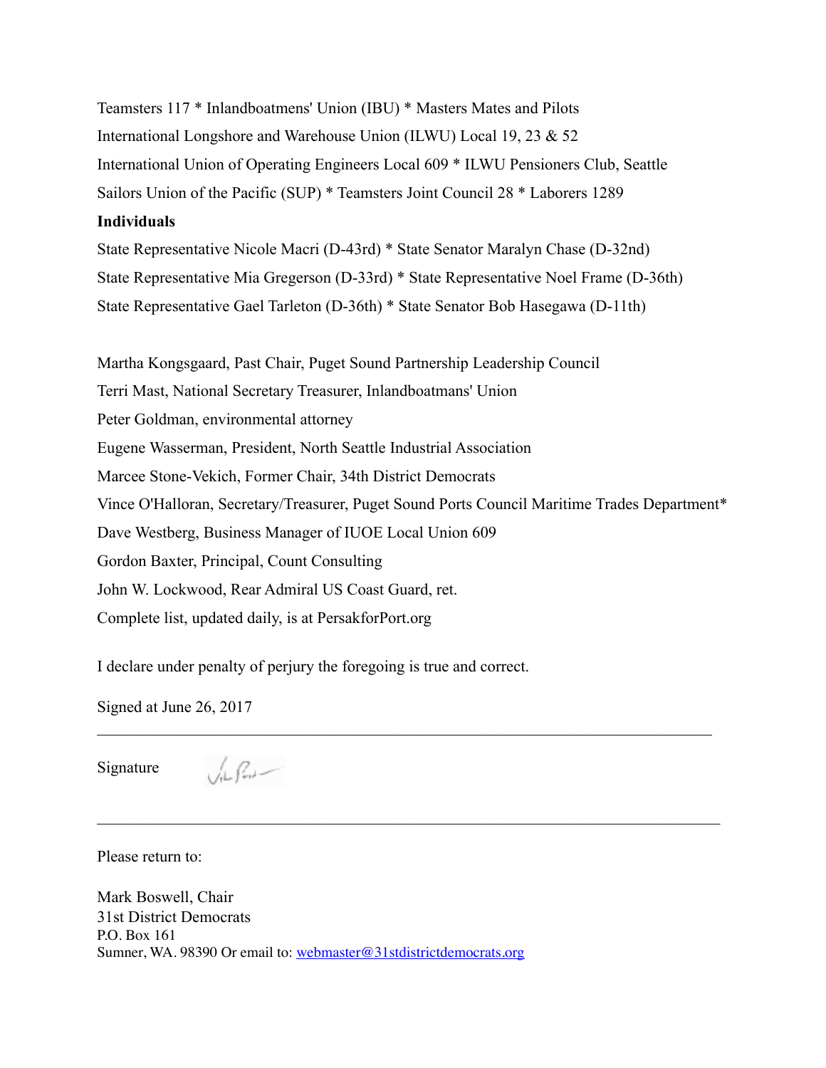Teamsters 117 * Inlandboatmens' Union (IBU) * Masters Mates and Pilots

International Longshore and Warehouse Union (ILWU) Local 19, 23 & 52

International Union of Operating Engineers Local 609 * ILWU Pensioners Club, Seattle

Sailors Union of the Pacific (SUP) * Teamsters Joint Council 28 * Laborers 1289

**Individuals**

State Representative Nicole Macri (D-43rd) * State Senator Maralyn Chase (D-32nd)

State Representative Mia Gregerson (D-33rd) * State Representative Noel Frame (D-36th)

State Representative Gael Tarleton (D-36th) * State Senator Bob Hasegawa (D-11th)

Martha Kongsgaard, Past Chair, Puget Sound Partnership Leadership Council

Terri Mast, National Secretary Treasurer, Inlandboatmans' Union

Peter Goldman, environmental attorney

Eugene Wasserman, President, North Seattle Industrial Association

Marcee Stone-Vekich, Former Chair, 34th District Democrats

Vince O'Halloran, Secretary/Treasurer, Puget Sound Ports Council Maritime Trades Department*

Dave Westberg, Business Manager of IUOE Local Union 609

Gordon Baxter, Principal, Count Consulting

John W. Lockwood, Rear Admiral US Coast Guard, ret.

Complete list, updated daily, is at PersakforPort.org

I declare under penalty of perjury the foregoing is true and correct.

Signed at June 26, 2017

---

Signature

---

Please return to:

Mark Boswell, Chair
31st District Democrats
P.O. Box 161
Sumner, WA. 98390 Or email to: webmaster@31stdistrictdemocrats.org